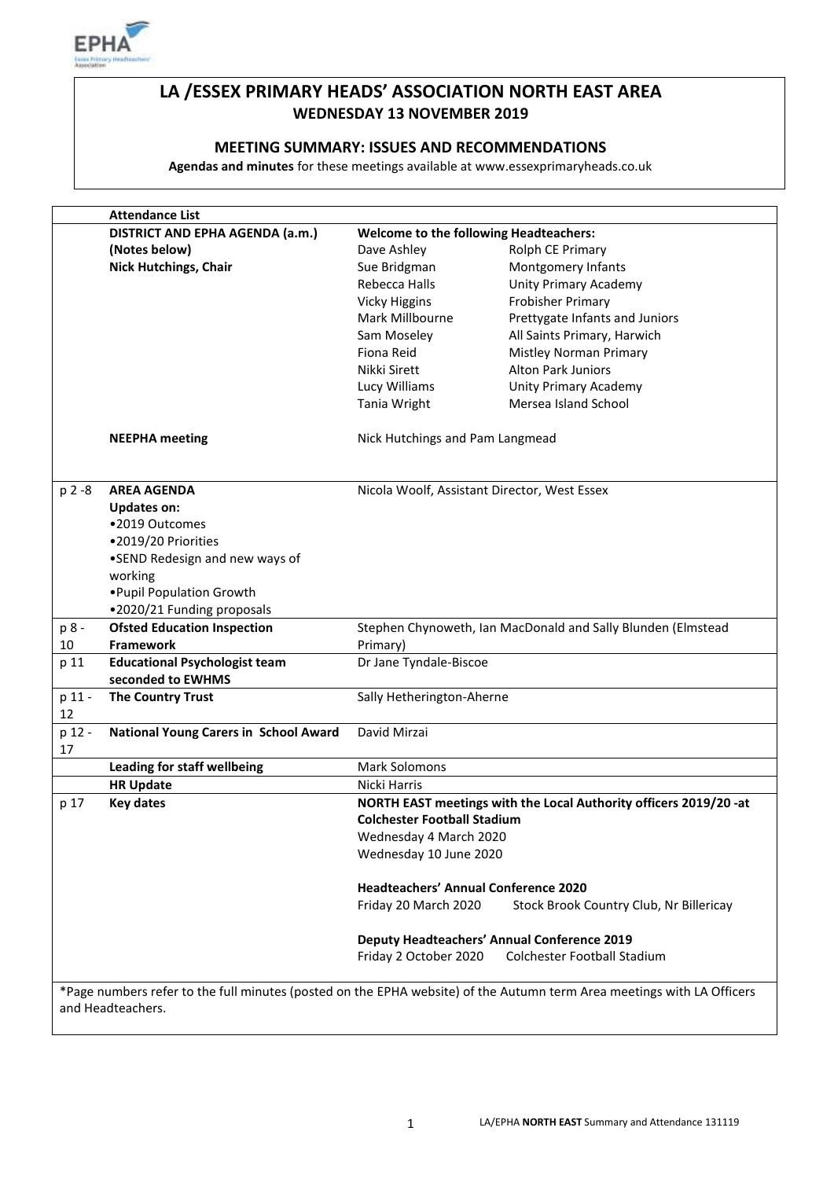# LA /ESSEX PRIMARY HEADS' ASSOCIATION NORTH EAST AREA

## WEDNESDAY 13 NOVEMBER 2019

### MEETING SUMMARY: ISSUES AND RECOMMENDATIONS

**Agendas and minutes** for these meetings available at www.essexprimaryheads.co.uk

| | **Attendance List** | | |
|---|---|---|---|
| | **DISTRICT AND EPHA AGENDA (a.m.)** | **Welcome to the following Headteachers:** | |
| | **(Notes below)** | Dave Ashley | Rolph CE Primary |
| | **Nick Hutchings, Chair** | Sue Bridgman | Montgomery Infants |
| | | Rebecca Halls | Unity Primary Academy |
| | | Vicky Higgins | Frobisher Primary |
| | | Mark Millbourne | Prettygate Infants and Juniors |
| | | Sam Moseley | All Saints Primary, Harwich |
| | | Fiona Reid | Mistley Norman Primary |
| | | Nikki Sirett | Alton Park Juniors |
| | | Lucy Williams | Unity Primary Academy |
| | | Tania Wright | Mersea Island School |
| | **NEEPHA meeting** | Nick Hutchings and Pam Langmead | |
| p 2 -8 | **AREA AGENDA**<br>**Updates on:**<br>•2019 Outcomes<br>•2019/20 Priorities<br>•SEND Redesign and new ways of working<br>•Pupil Population Growth<br>•2020/21 Funding proposals | Nicola Woolf, Assistant Director, West Essex | |
| p 8 - 10 | **Ofsted Education Inspection Framework** | Stephen Chynoweth, Ian MacDonald and Sally Blunden (Elmstead Primary) | |
| p 11 | **Educational Psychologist team seconded to EWHMS** | Dr Jane Tyndale-Biscoe | |
| p 11 - 12 | **The Country Trust** | Sally Hetherington-Aherne | |
| p 12 - 17 | **National Young Carers in School Award** | David Mirzai | |
| | **Leading for staff wellbeing** | Mark Solomons | |
| | **HR Update** | Nicki Harris | |
| p 17 | **Key dates** | **NORTH EAST meetings with the Local Authority officers 2019/20 -at Colchester Football Stadium**<br>Wednesday 4 March 2020<br>Wednesday 10 June 2020<br><br>**Headteachers' Annual Conference 2020**<br>Friday 20 March 2020 Stock Brook Country Club, Nr Billericay<br><br>**Deputy Headteachers' Annual Conference 2019**<br>Friday 2 October 2020 Colchester Football Stadium | |

*Page numbers refer to the full minutes (posted on the EPHA website) of the Autumn term Area meetings with LA Officers and Headteachers.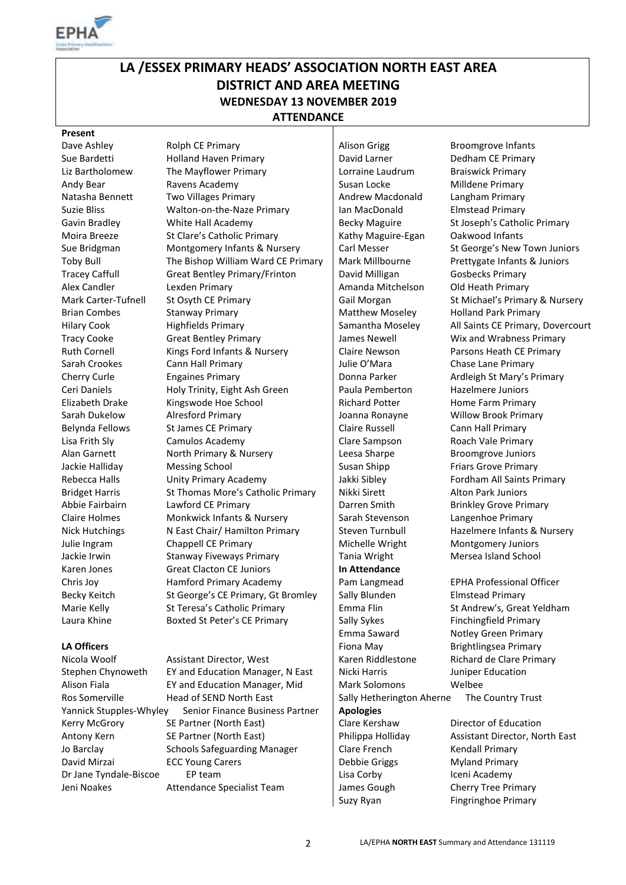# LA /ESSEX PRIMARY HEADS' ASSOCIATION NORTH EAST AREA DISTRICT AND AREA MEETING

## WEDNESDAY 13 NOVEMBER 2019

## ATTENDANCE

**Present**

| | |
|---|---|
| Dave Ashley | Rolph CE Primary |
| Sue Bardetti | Holland Haven Primary |
| Liz Bartholomew | The Mayflower Primary |
| Andy Bear | Ravens Academy |
| Natasha Bennett | Two Villages Primary |
| Suzie Bliss | Walton-on-the-Naze Primary |
| Gavin Bradley | White Hall Academy |
| Moira Breeze | St Clare's Catholic Primary |
| Sue Bridgman | Montgomery Infants & Nursery |
| Toby Bull | The Bishop William Ward CE Primary |
| Tracey Caffull | Great Bentley Primary/Frinton |
| Alex Candler | Lexden Primary |
| Mark Carter-Tufnell | St Osyth CE Primary |
| Brian Combes | Stanway Primary |
| Hilary Cook | Highfields Primary |
| Tracy Cooke | Great Bentley Primary |
| Ruth Cornell | Kings Ford Infants & Nursery |
| Sarah Crookes | Cann Hall Primary |
| Cherry Curle | Engaines Primary |
| Ceri Daniels | Holy Trinity, Eight Ash Green |
| Elizabeth Drake | Kingswode Hoe School |
| Sarah Dukelow | Alresford Primary |
| Belynda Fellows | St James CE Primary |
| Lisa Frith Sly | Camulos Academy |
| Alan Garnett | North Primary & Nursery |
| Jackie Halliday | Messing School |
| Rebecca Halls | Unity Primary Academy |
| Bridget Harris | St Thomas More's Catholic Primary |
| Abbie Fairbairn | Lawford CE Primary |
| Claire Holmes | Monkwick Infants & Nursery |
| Nick Hutchings | N East Chair/ Hamilton Primary |
| Julie Ingram | Chappell CE Primary |
| Jackie Irwin | Stanway Fiveways Primary |
| Karen Jones | Great Clacton CE Juniors |
| Chris Joy | Hamford Primary Academy |
| Becky Keitch | St George's CE Primary, Gt Bromley |
| Marie Kelly | St Teresa's Catholic Primary |
| Laura Khine | Boxted St Peter's CE Primary |
| Alison Grigg | Broomgrove Infants |
| David Larner | Dedham CE Primary |
| Lorraine Laudrum | Braiswick Primary |
| Susan Locke | Milldene Primary |
| Andrew Macdonald | Langham Primary |
| Ian MacDonald | Elmstead Primary |
| Becky Maguire | St Joseph's Catholic Primary |
| Kathy Maguire-Egan | Oakwood Infants |
| Carl Messer | St George's New Town Juniors |
| Mark Millbourne | Prettygate Infants & Juniors |
| David Milligan | Gosbecks Primary |
| Amanda Mitchelson | Old Heath Primary |
| Gail Morgan | St Michael's Primary & Nursery |
| Matthew Moseley | Holland Park Primary |
| Samantha Moseley | All Saints CE Primary, Dovercourt |
| James Newell | Wix and Wrabness Primary |
| Claire Newson | Parsons Heath CE Primary |
| Julie O'Mara | Chase Lane Primary |
| Donna Parker | Ardleigh St Mary's Primary |
| Paula Pemberton | Hazelmere Juniors |
| Richard Potter | Home Farm Primary |
| Joanna Ronayne | Willow Brook Primary |
| Claire Russell | Cann Hall Primary |
| Clare Sampson | Roach Vale Primary |
| Leesa Sharpe | Broomgrove Juniors |
| Susan Shipp | Friars Grove Primary |
| Jakki Sibley | Fordham All Saints Primary |
| Nikki Sirett | Alton Park Juniors |
| Darren Smith | Brinkley Grove Primary |
| Sarah Stevenson | Langenhoe Primary |
| Steven Turnbull | Hazelmere Infants & Nursery |
| Michelle Wright | Montgomery Juniors |
| Tania Wright | Mersea Island School |

**LA Officers**

| | |
|---|---|
| Nicola Woolf | Assistant Director, West |
| Stephen Chynoweth | EY and Education Manager, N East |
| Alison Fiala | EY and Education Manager, Mid |
| Ros Somerville | Head of SEND North East |
| Yannick Stupples-Whyley | Senior Finance Business Partner |
| Kerry McGrory | SE Partner (North East) |
| Antony Kern | SE Partner (North East) |
| Jo Barclay | Schools Safeguarding Manager |
| David Mirzai | ECC Young Carers |
| Dr Jane Tyndale-Biscoe | EP team |
| Jeni Noakes | Attendance Specialist Team |

**In Attendance**

| | |
|---|---|
| Pam Langmead | EPHA Professional Officer |
| Sally Blunden | Elmstead Primary |
| Emma Flin | St Andrew's, Great Yeldham |
| Sally Sykes | Finchingfield Primary |
| Emma Saward | Notley Green Primary |
| Fiona May | Brightlingsea Primary |
| Karen Riddlestone | Richard de Clare Primary |
| Nicki Harris | Juniper Education |
| Mark Solomons | Welbee |
| Sally Hetherington Aherne | The Country Trust |

**Apologies**

| | |
|---|---|
| Clare Kershaw | Director of Education |
| Philippa Holliday | Assistant Director, North East |
| Clare French | Kendall Primary |
| Debbie Griggs | Myland Primary |
| Lisa Corby | Iceni Academy |
| James Gough | Cherry Tree Primary |
| Suzy Ryan | Fingringhoe Primary |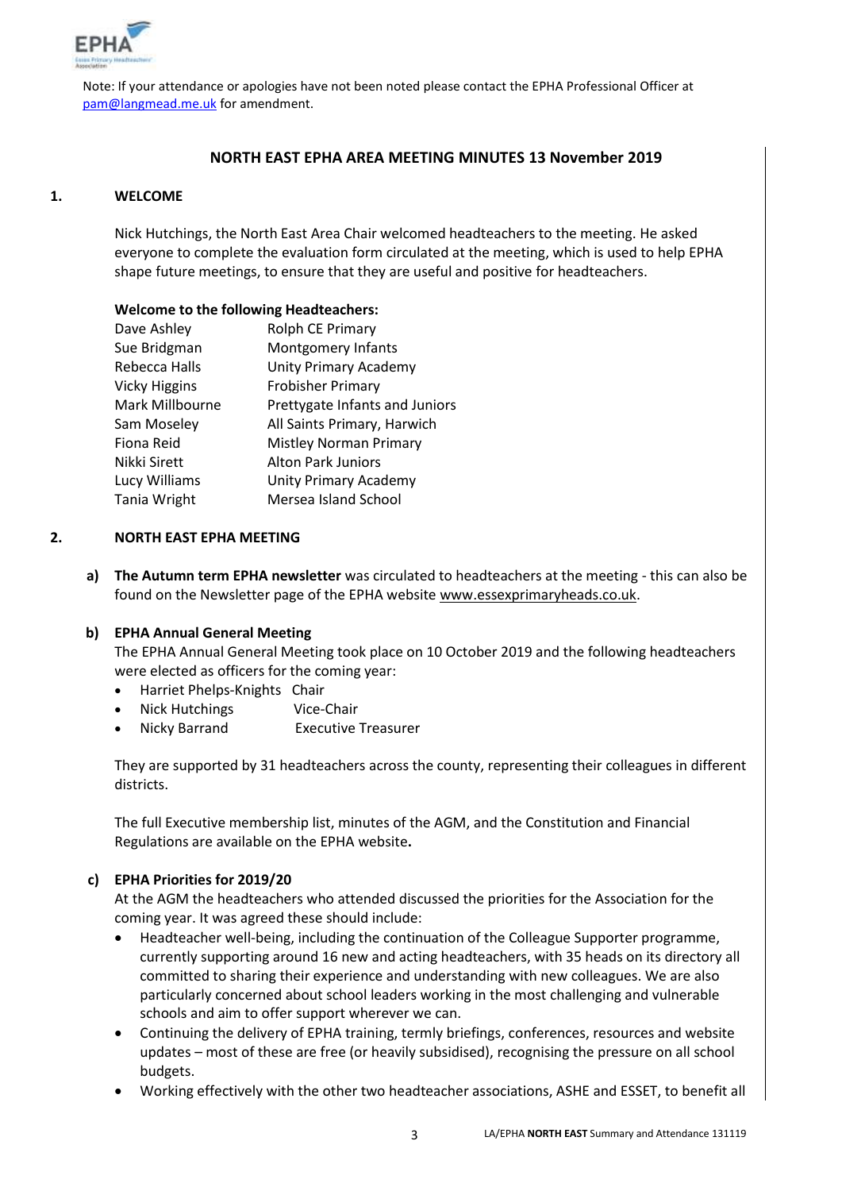Note: If your attendance or apologies have not been noted please contact the EPHA Professional Officer at pam@langmead.me.uk for amendment.

# NORTH EAST EPHA AREA MEETING MINUTES 13 November 2019

## 1. WELCOME

Nick Hutchings, the North East Area Chair welcomed headteachers to the meeting. He asked everyone to complete the evaluation form circulated at the meeting, which is used to help EPHA shape future meetings, to ensure that they are useful and positive for headteachers.

**Welcome to the following Headteachers:**

| | |
|---|---|
| Dave Ashley | Rolph CE Primary |
| Sue Bridgman | Montgomery Infants |
| Rebecca Halls | Unity Primary Academy |
| Vicky Higgins | Frobisher Primary |
| Mark Millbourne | Prettygate Infants and Juniors |
| Sam Moseley | All Saints Primary, Harwich |
| Fiona Reid | Mistley Norman Primary |
| Nikki Sirett | Alton Park Juniors |
| Lucy Williams | Unity Primary Academy |
| Tania Wright | Mersea Island School |

## 2. NORTH EAST EPHA MEETING

**a) The Autumn term EPHA newsletter** was circulated to headteachers at the meeting - this can also be found on the Newsletter page of the EPHA website www.essexprimaryheads.co.uk.

**b) EPHA Annual General Meeting**

The EPHA Annual General Meeting took place on 10 October 2019 and the following headteachers were elected as officers for the coming year:

- Harriet Phelps-Knights Chair
- Nick Hutchings Vice-Chair
- Nicky Barrand Executive Treasurer

They are supported by 31 headteachers across the county, representing their colleagues in different districts.

The full Executive membership list, minutes of the AGM, and the Constitution and Financial Regulations are available on the EPHA website**.**

**c) EPHA Priorities for 2019/20**

At the AGM the headteachers who attended discussed the priorities for the Association for the coming year. It was agreed these should include:

- Headteacher well-being, including the continuation of the Colleague Supporter programme, currently supporting around 16 new and acting headteachers, with 35 heads on its directory all committed to sharing their experience and understanding with new colleagues. We are also particularly concerned about school leaders working in the most challenging and vulnerable schools and aim to offer support wherever we can.
- Continuing the delivery of EPHA training, termly briefings, conferences, resources and website updates – most of these are free (or heavily subsidised), recognising the pressure on all school budgets.
- Working effectively with the other two headteacher associations, ASHE and ESSET, to benefit all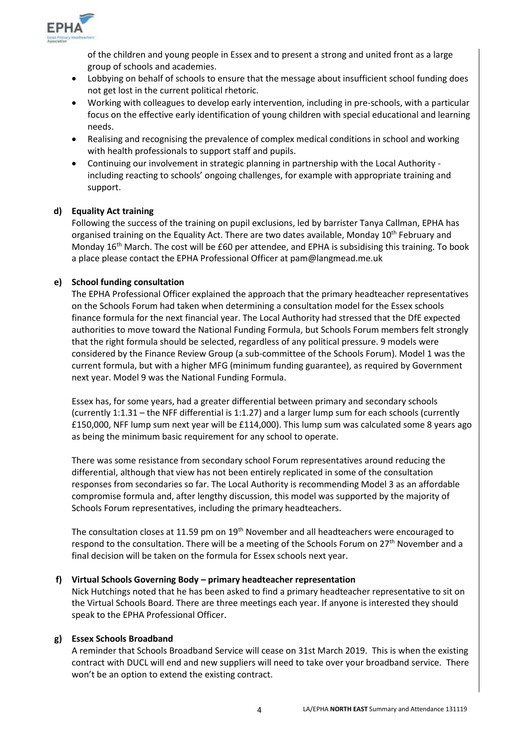of the children and young people in Essex and to present a strong and united front as a large group of schools and academies.

- Lobbying on behalf of schools to ensure that the message about insufficient school funding does not get lost in the current political rhetoric.
- Working with colleagues to develop early intervention, including in pre-schools, with a particular focus on the effective early identification of young children with special educational and learning needs.
- Realising and recognising the prevalence of complex medical conditions in school and working with health professionals to support staff and pupils.
- Continuing our involvement in strategic planning in partnership with the Local Authority - including reacting to schools' ongoing challenges, for example with appropriate training and support.

**d) Equality Act training**

Following the success of the training on pupil exclusions, led by barrister Tanya Callman, EPHA has organised training on the Equality Act. There are two dates available, Monday 10th February and Monday 16th March. The cost will be £60 per attendee, and EPHA is subsidising this training. To book a place please contact the EPHA Professional Officer at pam@langmead.me.uk

**e) School funding consultation**

The EPHA Professional Officer explained the approach that the primary headteacher representatives on the Schools Forum had taken when determining a consultation model for the Essex schools finance formula for the next financial year. The Local Authority had stressed that the DfE expected authorities to move toward the National Funding Formula, but Schools Forum members felt strongly that the right formula should be selected, regardless of any political pressure. 9 models were considered by the Finance Review Group (a sub-committee of the Schools Forum). Model 1 was the current formula, but with a higher MFG (minimum funding guarantee), as required by Government next year. Model 9 was the National Funding Formula.

Essex has, for some years, had a greater differential between primary and secondary schools (currently 1:1.31 – the NFF differential is 1:1.27) and a larger lump sum for each schools (currently £150,000, NFF lump sum next year will be £114,000). This lump sum was calculated some 8 years ago as being the minimum basic requirement for any school to operate.

There was some resistance from secondary school Forum representatives around reducing the differential, although that view has not been entirely replicated in some of the consultation responses from secondaries so far. The Local Authority is recommending Model 3 as an affordable compromise formula and, after lengthy discussion, this model was supported by the majority of Schools Forum representatives, including the primary headteachers.

The consultation closes at 11.59 pm on 19th November and all headteachers were encouraged to respond to the consultation. There will be a meeting of the Schools Forum on 27th November and a final decision will be taken on the formula for Essex schools next year.

**f) Virtual Schools Governing Body – primary headteacher representation**

Nick Hutchings noted that he has been asked to find a primary headteacher representative to sit on the Virtual Schools Board. There are three meetings each year. If anyone is interested they should speak to the EPHA Professional Officer.

**g) Essex Schools Broadband**

A reminder that Schools Broadband Service will cease on 31st March 2019. This is when the existing contract with DUCL will end and new suppliers will need to take over your broadband service. There won't be an option to extend the existing contract.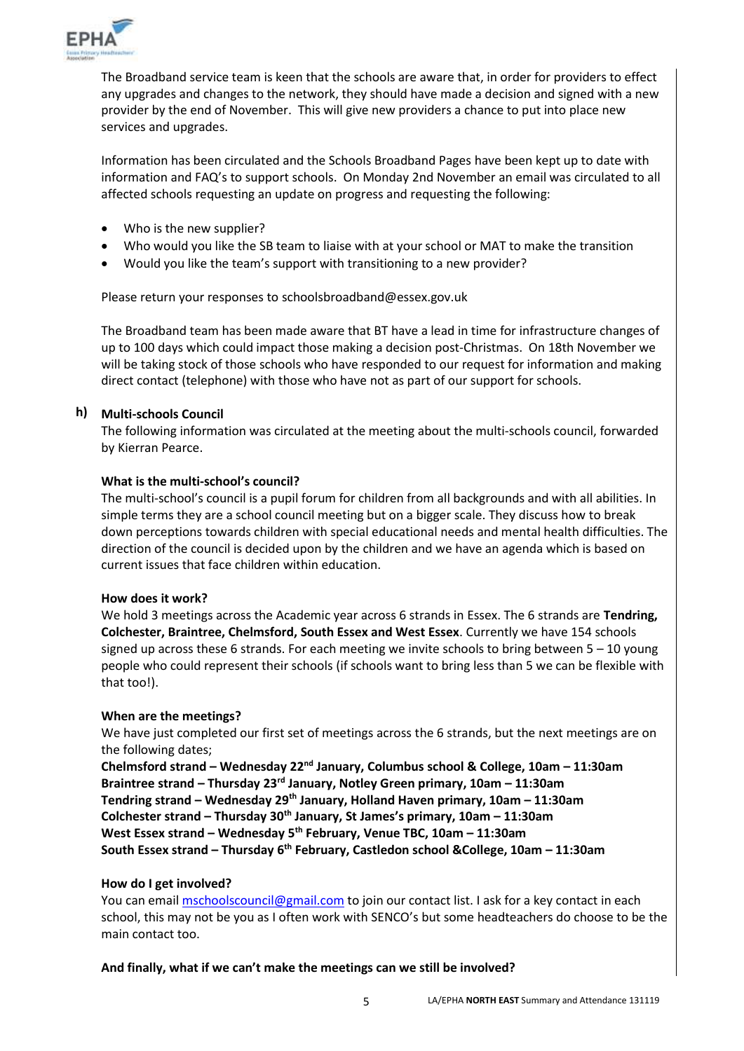The Broadband service team is keen that the schools are aware that, in order for providers to effect any upgrades and changes to the network, they should have made a decision and signed with a new provider by the end of November. This will give new providers a chance to put into place new services and upgrades.

Information has been circulated and the Schools Broadband Pages have been kept up to date with information and FAQ's to support schools. On Monday 2nd November an email was circulated to all affected schools requesting an update on progress and requesting the following:

- Who is the new supplier?
- Who would you like the SB team to liaise with at your school or MAT to make the transition
- Would you like the team's support with transitioning to a new provider?

Please return your responses to schoolsbroadband@essex.gov.uk

The Broadband team has been made aware that BT have a lead in time for infrastructure changes of up to 100 days which could impact those making a decision post-Christmas. On 18th November we will be taking stock of those schools who have responded to our request for information and making direct contact (telephone) with those who have not as part of our support for schools.

**h) Multi-schools Council**

The following information was circulated at the meeting about the multi-schools council, forwarded by Kierran Pearce.

**What is the multi-school's council?**

The multi-school's council is a pupil forum for children from all backgrounds and with all abilities. In simple terms they are a school council meeting but on a bigger scale. They discuss how to break down perceptions towards children with special educational needs and mental health difficulties. The direction of the council is decided upon by the children and we have an agenda which is based on current issues that face children within education.

**How does it work?**

We hold 3 meetings across the Academic year across 6 strands in Essex. The 6 strands are **Tendring, Colchester, Braintree, Chelmsford, South Essex and West Essex**. Currently we have 154 schools signed up across these 6 strands. For each meeting we invite schools to bring between 5 – 10 young people who could represent their schools (if schools want to bring less than 5 we can be flexible with that too!).

**When are the meetings?**

We have just completed our first set of meetings across the 6 strands, but the next meetings are on the following dates;

**Chelmsford strand – Wednesday 22nd January, Columbus school & College, 10am – 11:30am**
**Braintree strand – Thursday 23rd January, Notley Green primary, 10am – 11:30am**
**Tendring strand – Wednesday 29th January, Holland Haven primary, 10am – 11:30am**
**Colchester strand – Thursday 30th January, St James's primary, 10am – 11:30am**
**West Essex strand – Wednesday 5th February, Venue TBC, 10am – 11:30am**
**South Essex strand – Thursday 6th February, Castledon school &College, 10am – 11:30am**

**How do I get involved?**

You can email mschoolscouncil@gmail.com to join our contact list. I ask for a key contact in each school, this may not be you as I often work with SENCO's but some headteachers do choose to be the main contact too.

**And finally, what if we can't make the meetings can we still be involved?**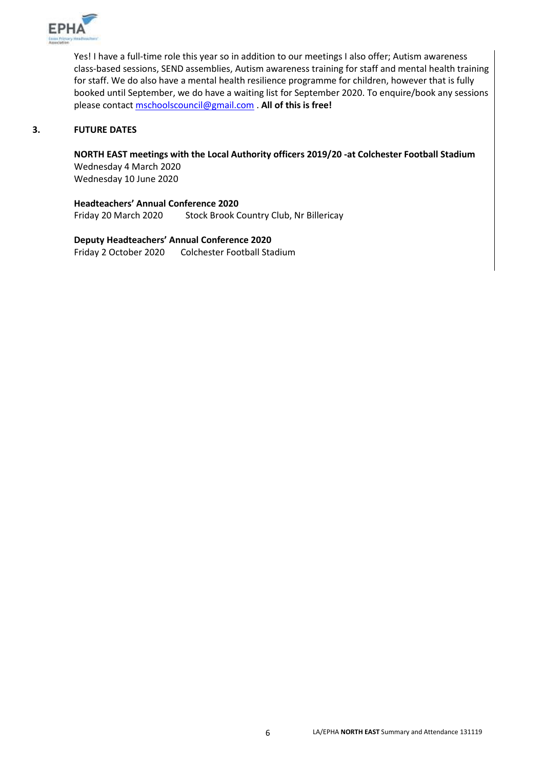Yes! I have a full-time role this year so in addition to our meetings I also offer; Autism awareness class-based sessions, SEND assemblies, Autism awareness training for staff and mental health training for staff. We do also have a mental health resilience programme for children, however that is fully booked until September, we do have a waiting list for September 2020. To enquire/book any sessions please contact mschoolscouncil@gmail.com . **All of this is free!**

## 3. FUTURE DATES

**NORTH EAST meetings with the Local Authority officers 2019/20 -at Colchester Football Stadium**
Wednesday 4 March 2020
Wednesday 10 June 2020

**Headteachers' Annual Conference 2020**
Friday 20 March 2020 Stock Brook Country Club, Nr Billericay

**Deputy Headteachers' Annual Conference 2020**
Friday 2 October 2020 Colchester Football Stadium